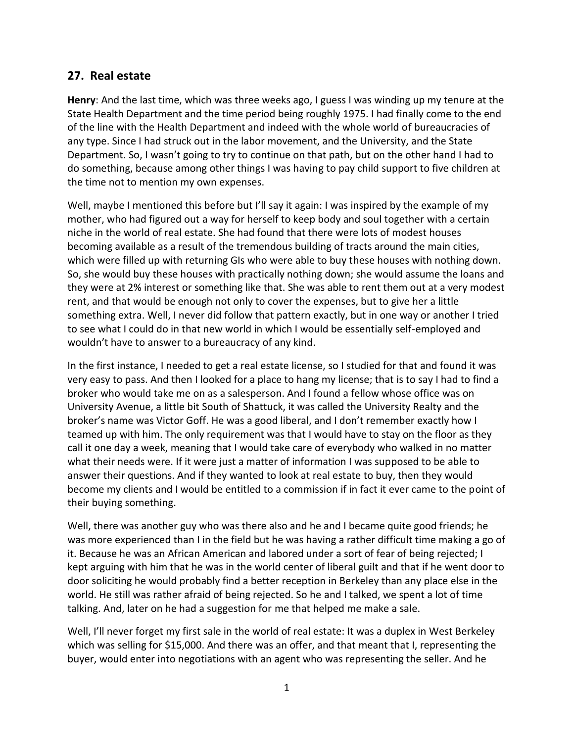## 27. Real estate

**Henry**: And the last time, which was three weeks ago, I guess I was winding up my tenure at the State Health Department and the time period being roughly 1975. I had finally come to the end of the line with the Health Department and indeed with the whole world of bureaucracies of any type. Since I had struck out in the labor movement, and the University, and the State Department. So, I wasn't going to try to continue on that path, but on the other hand I had to do something, because among other things I was having to pay child support to five children at the time not to mention my own expenses.

Well, maybe I mentioned this before but I'll say it again: I was inspired by the example of my mother, who had figured out a way for herself to keep body and soul together with a certain niche in the world of real estate. She had found that there were lots of modest houses becoming available as a result of the tremendous building of tracts around the main cities, which were filled up with returning GIs who were able to buy these houses with nothing down. So, she would buy these houses with practically nothing down; she would assume the loans and they were at 2% interest or something like that. She was able to rent them out at a very modest rent, and that would be enough not only to cover the expenses, but to give her a little something extra. Well, I never did follow that pattern exactly, but in one way or another I tried to see what I could do in that new world in which I would be essentially self-employed and wouldn't have to answer to a bureaucracy of any kind.

In the first instance, I needed to get a real estate license, so I studied for that and found it was very easy to pass. And then I looked for a place to hang my license; that is to say I had to find a broker who would take me on as a salesperson. And I found a fellow whose office was on University Avenue, a little bit South of Shattuck, it was called the University Realty and the broker's name was Victor Goff. He was a good liberal, and I don't remember exactly how I teamed up with him. The only requirement was that I would have to stay on the floor as they call it one day a week, meaning that I would take care of everybody who walked in no matter what their needs were. If it were just a matter of information I was supposed to be able to answer their questions. And if they wanted to look at real estate to buy, then they would become my clients and I would be entitled to a commission if in fact it ever came to the point of their buying something.

Well, there was another guy who was there also and he and I became quite good friends; he was more experienced than I in the field but he was having a rather difficult time making a go of it. Because he was an African American and labored under a sort of fear of being rejected; I kept arguing with him that he was in the world center of liberal guilt and that if he went door to door soliciting he would probably find a better reception in Berkeley than any place else in the world. He still was rather afraid of being rejected. So he and I talked, we spent a lot of time talking. And, later on he had a suggestion for me that helped me make a sale.

Well, I'll never forget my first sale in the world of real estate: It was a duplex in West Berkeley which was selling for $15,000. And there was an offer, and that meant that I, representing the buyer, would enter into negotiations with an agent who was representing the seller. And he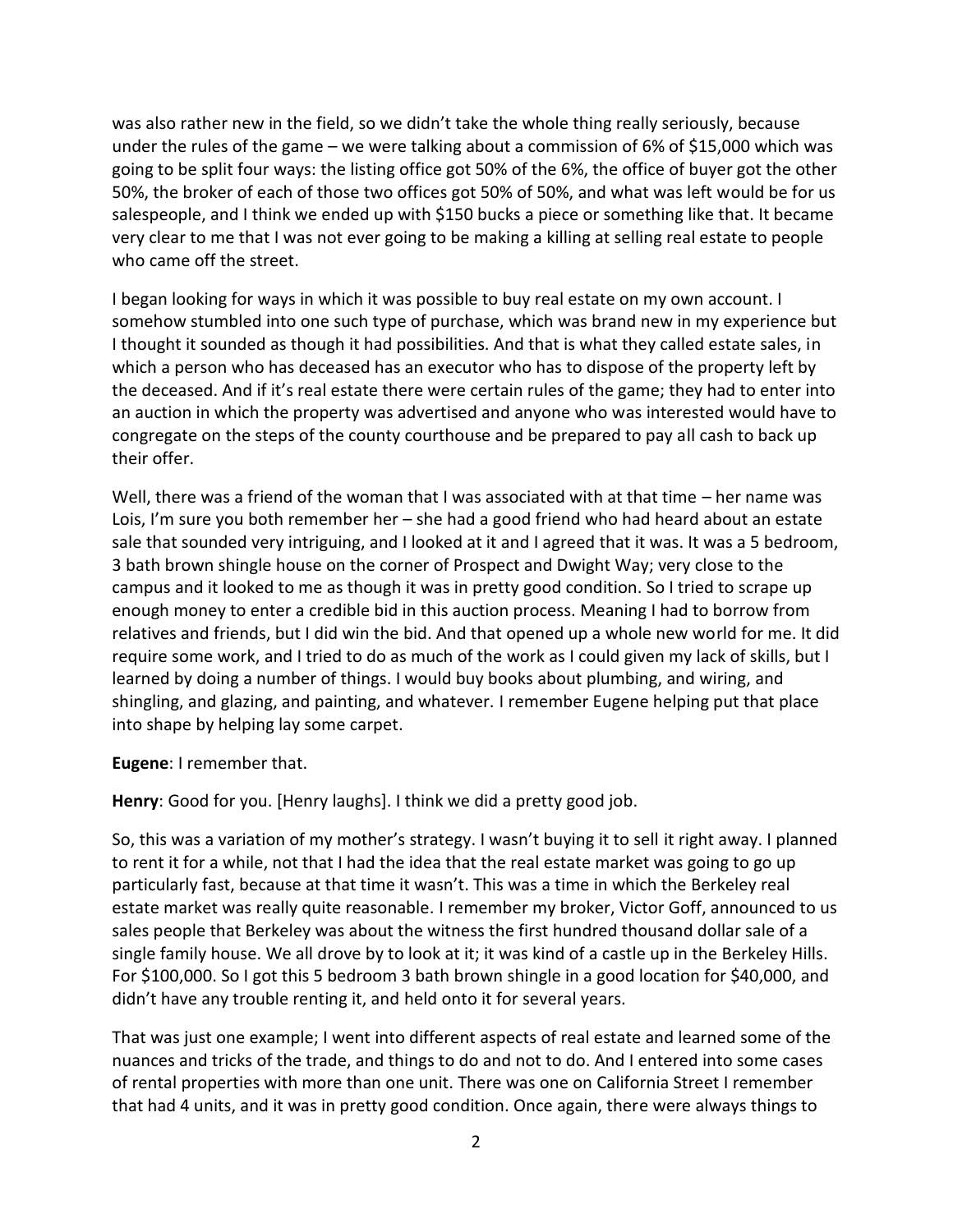was also rather new in the field, so we didn't take the whole thing really seriously, because under the rules of the game – we were talking about a commission of 6% of $15,000 which was going to be split four ways: the listing office got 50% of the 6%, the office of buyer got the other 50%, the broker of each of those two offices got 50% of 50%, and what was left would be for us salespeople, and I think we ended up with $150 bucks a piece or something like that. It became very clear to me that I was not ever going to be making a killing at selling real estate to people who came off the street.

I began looking for ways in which it was possible to buy real estate on my own account. I somehow stumbled into one such type of purchase, which was brand new in my experience but I thought it sounded as though it had possibilities. And that is what they called estate sales, in which a person who has deceased has an executor who has to dispose of the property left by the deceased. And if it's real estate there were certain rules of the game; they had to enter into an auction in which the property was advertised and anyone who was interested would have to congregate on the steps of the county courthouse and be prepared to pay all cash to back up their offer.

Well, there was a friend of the woman that I was associated with at that time – her name was Lois, I'm sure you both remember her – she had a good friend who had heard about an estate sale that sounded very intriguing, and I looked at it and I agreed that it was. It was a 5 bedroom, 3 bath brown shingle house on the corner of Prospect and Dwight Way; very close to the campus and it looked to me as though it was in pretty good condition. So I tried to scrape up enough money to enter a credible bid in this auction process. Meaning I had to borrow from relatives and friends, but I did win the bid. And that opened up a whole new world for me. It did require some work, and I tried to do as much of the work as I could given my lack of skills, but I learned by doing a number of things. I would buy books about plumbing, and wiring, and shingling, and glazing, and painting, and whatever. I remember Eugene helping put that place into shape by helping lay some carpet.

**Eugene**: I remember that.

**Henry**: Good for you. [Henry laughs]. I think we did a pretty good job.

So, this was a variation of my mother's strategy. I wasn't buying it to sell it right away. I planned to rent it for a while, not that I had the idea that the real estate market was going to go up particularly fast, because at that time it wasn't. This was a time in which the Berkeley real estate market was really quite reasonable. I remember my broker, Victor Goff, announced to us sales people that Berkeley was about the witness the first hundred thousand dollar sale of a single family house. We all drove by to look at it; it was kind of a castle up in the Berkeley Hills. For $100,000. So I got this 5 bedroom 3 bath brown shingle in a good location for $40,000, and didn't have any trouble renting it, and held onto it for several years.

That was just one example; I went into different aspects of real estate and learned some of the nuances and tricks of the trade, and things to do and not to do. And I entered into some cases of rental properties with more than one unit. There was one on California Street I remember that had 4 units, and it was in pretty good condition. Once again, there were always things to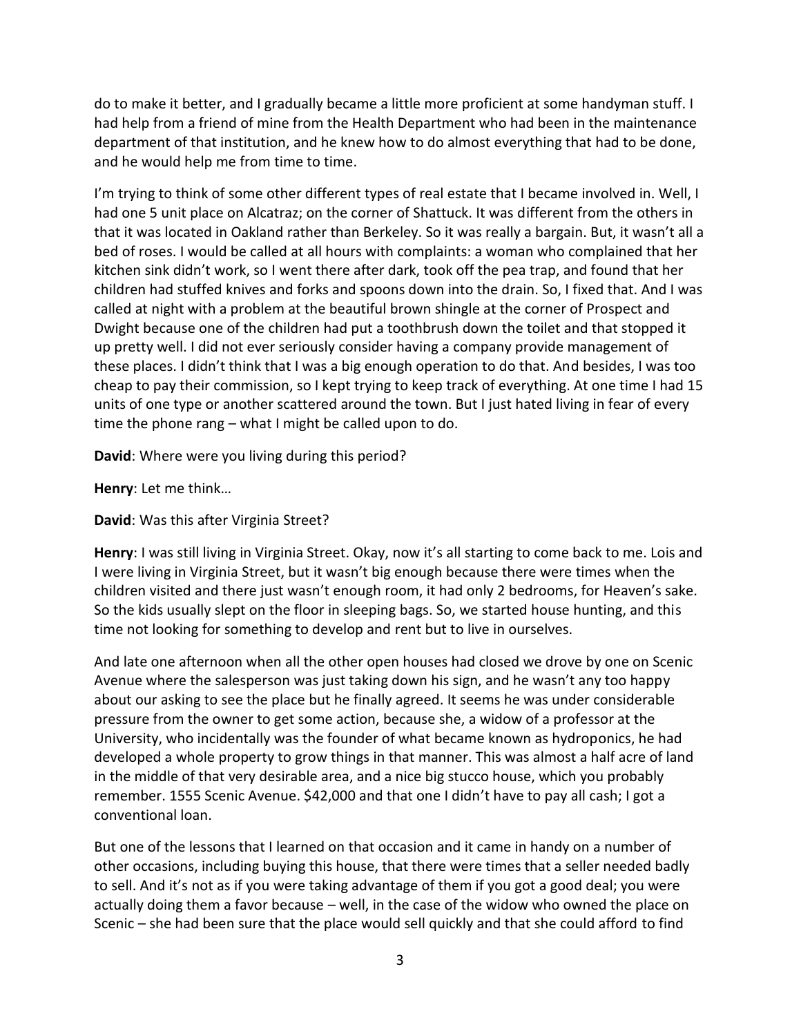do to make it better, and I gradually became a little more proficient at some handyman stuff. I had help from a friend of mine from the Health Department who had been in the maintenance department of that institution, and he knew how to do almost everything that had to be done, and he would help me from time to time.

I'm trying to think of some other different types of real estate that I became involved in. Well, I had one 5 unit place on Alcatraz; on the corner of Shattuck. It was different from the others in that it was located in Oakland rather than Berkeley. So it was really a bargain. But, it wasn't all a bed of roses. I would be called at all hours with complaints: a woman who complained that her kitchen sink didn't work, so I went there after dark, took off the pea trap, and found that her children had stuffed knives and forks and spoons down into the drain. So, I fixed that. And I was called at night with a problem at the beautiful brown shingle at the corner of Prospect and Dwight because one of the children had put a toothbrush down the toilet and that stopped it up pretty well. I did not ever seriously consider having a company provide management of these places. I didn't think that I was a big enough operation to do that. And besides, I was too cheap to pay their commission, so I kept trying to keep track of everything. At one time I had 15 units of one type or another scattered around the town. But I just hated living in fear of every time the phone rang – what I might be called upon to do.

**David**: Where were you living during this period?

**Henry**: Let me think…

**David**: Was this after Virginia Street?

**Henry**: I was still living in Virginia Street. Okay, now it's all starting to come back to me. Lois and I were living in Virginia Street, but it wasn't big enough because there were times when the children visited and there just wasn't enough room, it had only 2 bedrooms, for Heaven's sake. So the kids usually slept on the floor in sleeping bags. So, we started house hunting, and this time not looking for something to develop and rent but to live in ourselves.

And late one afternoon when all the other open houses had closed we drove by one on Scenic Avenue where the salesperson was just taking down his sign, and he wasn't any too happy about our asking to see the place but he finally agreed. It seems he was under considerable pressure from the owner to get some action, because she, a widow of a professor at the University, who incidentally was the founder of what became known as hydroponics, he had developed a whole property to grow things in that manner. This was almost a half acre of land in the middle of that very desirable area, and a nice big stucco house, which you probably remember. 1555 Scenic Avenue. $42,000 and that one I didn't have to pay all cash; I got a conventional loan.

But one of the lessons that I learned on that occasion and it came in handy on a number of other occasions, including buying this house, that there were times that a seller needed badly to sell. And it's not as if you were taking advantage of them if you got a good deal; you were actually doing them a favor because – well, in the case of the widow who owned the place on Scenic – she had been sure that the place would sell quickly and that she could afford to find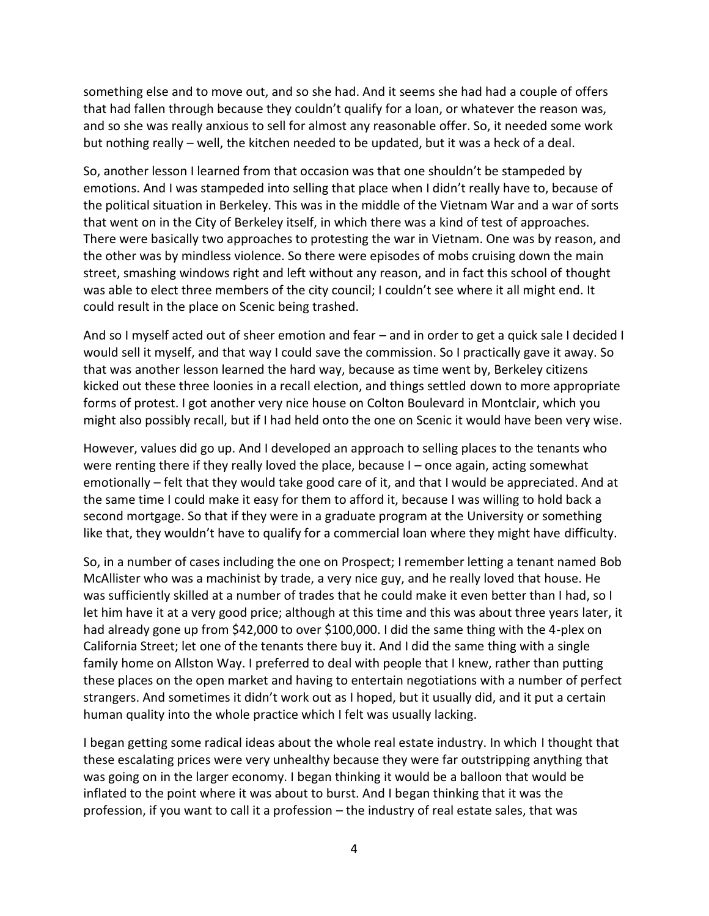something else and to move out, and so she had. And it seems she had had a couple of offers that had fallen through because they couldn't qualify for a loan, or whatever the reason was, and so she was really anxious to sell for almost any reasonable offer. So, it needed some work but nothing really – well, the kitchen needed to be updated, but it was a heck of a deal.

So, another lesson I learned from that occasion was that one shouldn't be stampeded by emotions. And I was stampeded into selling that place when I didn't really have to, because of the political situation in Berkeley. This was in the middle of the Vietnam War and a war of sorts that went on in the City of Berkeley itself, in which there was a kind of test of approaches. There were basically two approaches to protesting the war in Vietnam. One was by reason, and the other was by mindless violence. So there were episodes of mobs cruising down the main street, smashing windows right and left without any reason, and in fact this school of thought was able to elect three members of the city council; I couldn't see where it all might end. It could result in the place on Scenic being trashed.

And so I myself acted out of sheer emotion and fear – and in order to get a quick sale I decided I would sell it myself, and that way I could save the commission. So I practically gave it away. So that was another lesson learned the hard way, because as time went by, Berkeley citizens kicked out these three loonies in a recall election, and things settled down to more appropriate forms of protest. I got another very nice house on Colton Boulevard in Montclair, which you might also possibly recall, but if I had held onto the one on Scenic it would have been very wise.

However, values did go up. And I developed an approach to selling places to the tenants who were renting there if they really loved the place, because I – once again, acting somewhat emotionally – felt that they would take good care of it, and that I would be appreciated. And at the same time I could make it easy for them to afford it, because I was willing to hold back a second mortgage. So that if they were in a graduate program at the University or something like that, they wouldn't have to qualify for a commercial loan where they might have difficulty.

So, in a number of cases including the one on Prospect; I remember letting a tenant named Bob McAllister who was a machinist by trade, a very nice guy, and he really loved that house. He was sufficiently skilled at a number of trades that he could make it even better than I had, so I let him have it at a very good price; although at this time and this was about three years later, it had already gone up from $42,000 to over $100,000. I did the same thing with the 4-plex on California Street; let one of the tenants there buy it. And I did the same thing with a single family home on Allston Way. I preferred to deal with people that I knew, rather than putting these places on the open market and having to entertain negotiations with a number of perfect strangers. And sometimes it didn't work out as I hoped, but it usually did, and it put a certain human quality into the whole practice which I felt was usually lacking.

I began getting some radical ideas about the whole real estate industry. In which I thought that these escalating prices were very unhealthy because they were far outstripping anything that was going on in the larger economy. I began thinking it would be a balloon that would be inflated to the point where it was about to burst. And I began thinking that it was the profession, if you want to call it a profession – the industry of real estate sales, that was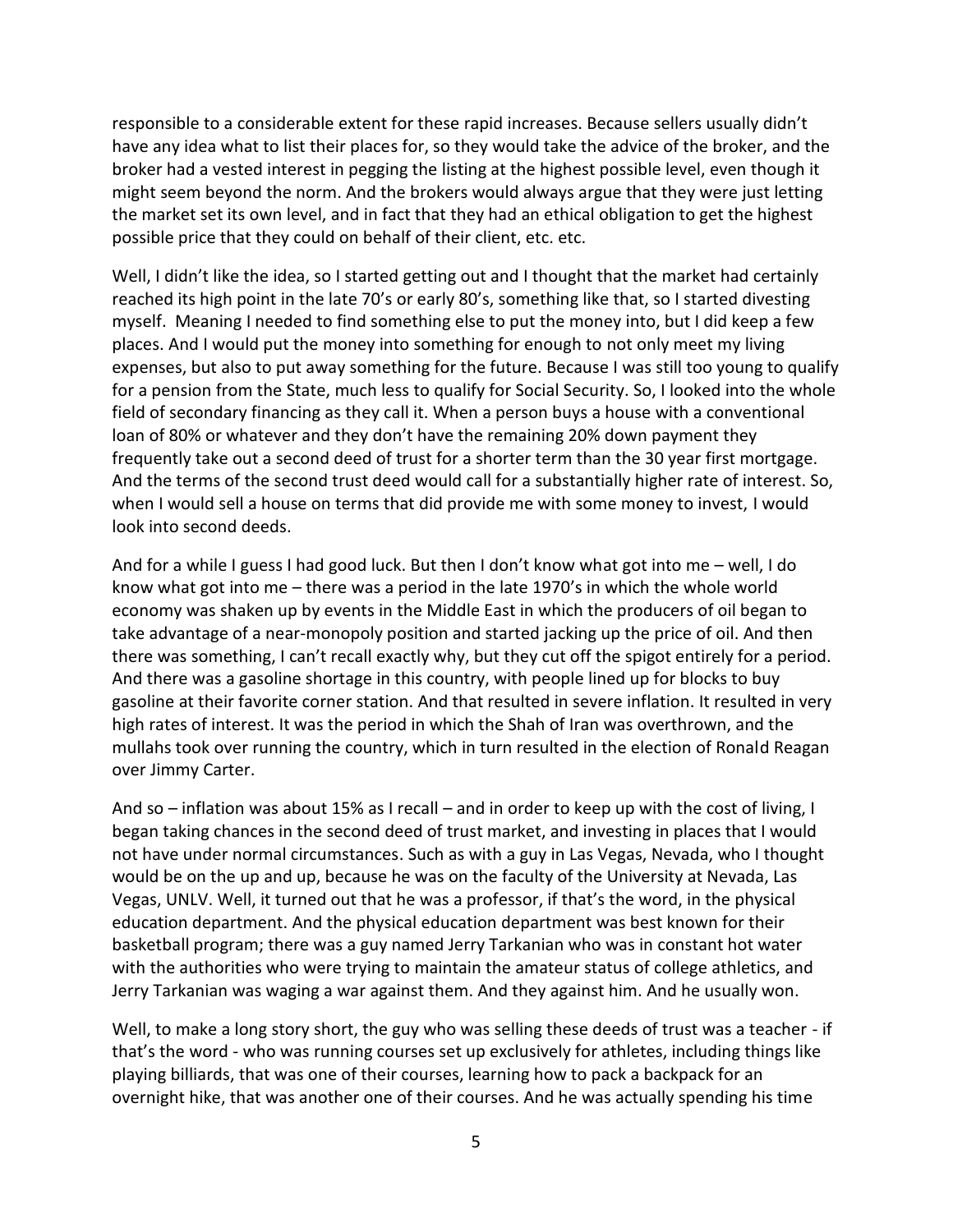responsible to a considerable extent for these rapid increases. Because sellers usually didn't have any idea what to list their places for, so they would take the advice of the broker, and the broker had a vested interest in pegging the listing at the highest possible level, even though it might seem beyond the norm. And the brokers would always argue that they were just letting the market set its own level, and in fact that they had an ethical obligation to get the highest possible price that they could on behalf of their client, etc. etc.

Well, I didn't like the idea, so I started getting out and I thought that the market had certainly reached its high point in the late 70's or early 80's, something like that, so I started divesting myself. Meaning I needed to find something else to put the money into, but I did keep a few places. And I would put the money into something for enough to not only meet my living expenses, but also to put away something for the future. Because I was still too young to qualify for a pension from the State, much less to qualify for Social Security. So, I looked into the whole field of secondary financing as they call it. When a person buys a house with a conventional loan of 80% or whatever and they don't have the remaining 20% down payment they frequently take out a second deed of trust for a shorter term than the 30 year first mortgage. And the terms of the second trust deed would call for a substantially higher rate of interest. So, when I would sell a house on terms that did provide me with some money to invest, I would look into second deeds.

And for a while I guess I had good luck. But then I don't know what got into me – well, I do know what got into me – there was a period in the late 1970's in which the whole world economy was shaken up by events in the Middle East in which the producers of oil began to take advantage of a near-monopoly position and started jacking up the price of oil. And then there was something, I can't recall exactly why, but they cut off the spigot entirely for a period. And there was a gasoline shortage in this country, with people lined up for blocks to buy gasoline at their favorite corner station. And that resulted in severe inflation. It resulted in very high rates of interest. It was the period in which the Shah of Iran was overthrown, and the mullahs took over running the country, which in turn resulted in the election of Ronald Reagan over Jimmy Carter.

And so – inflation was about 15% as I recall – and in order to keep up with the cost of living, I began taking chances in the second deed of trust market, and investing in places that I would not have under normal circumstances. Such as with a guy in Las Vegas, Nevada, who I thought would be on the up and up, because he was on the faculty of the University at Nevada, Las Vegas, UNLV. Well, it turned out that he was a professor, if that's the word, in the physical education department. And the physical education department was best known for their basketball program; there was a guy named Jerry Tarkanian who was in constant hot water with the authorities who were trying to maintain the amateur status of college athletics, and Jerry Tarkanian was waging a war against them. And they against him. And he usually won.

Well, to make a long story short, the guy who was selling these deeds of trust was a teacher - if that's the word - who was running courses set up exclusively for athletes, including things like playing billiards, that was one of their courses, learning how to pack a backpack for an overnight hike, that was another one of their courses. And he was actually spending his time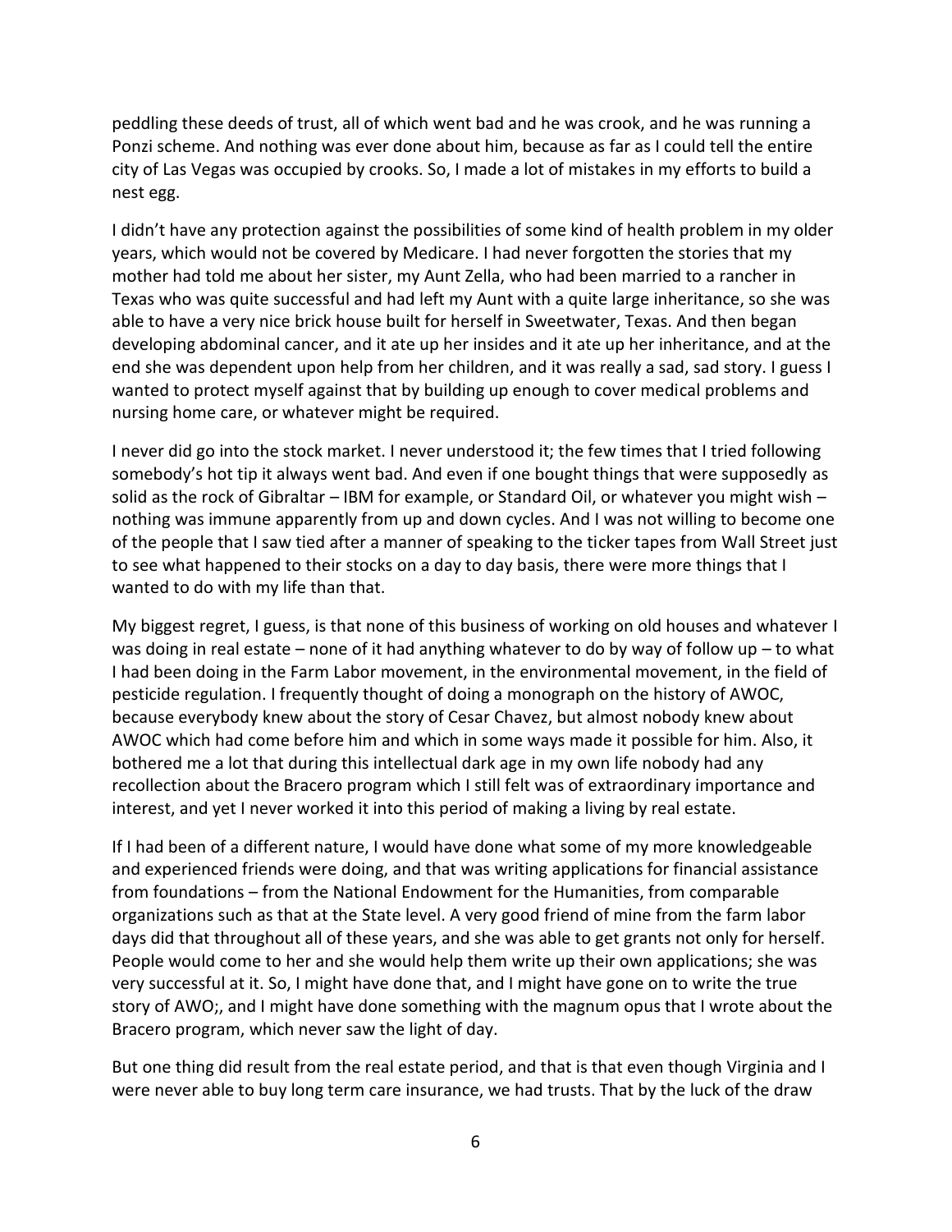peddling these deeds of trust, all of which went bad and he was crook, and he was running a Ponzi scheme. And nothing was ever done about him, because as far as I could tell the entire city of Las Vegas was occupied by crooks. So, I made a lot of mistakes in my efforts to build a nest egg.

I didn't have any protection against the possibilities of some kind of health problem in my older years, which would not be covered by Medicare. I had never forgotten the stories that my mother had told me about her sister, my Aunt Zella, who had been married to a rancher in Texas who was quite successful and had left my Aunt with a quite large inheritance, so she was able to have a very nice brick house built for herself in Sweetwater, Texas. And then began developing abdominal cancer, and it ate up her insides and it ate up her inheritance, and at the end she was dependent upon help from her children, and it was really a sad, sad story. I guess I wanted to protect myself against that by building up enough to cover medical problems and nursing home care, or whatever might be required.

I never did go into the stock market. I never understood it; the few times that I tried following somebody's hot tip it always went bad. And even if one bought things that were supposedly as solid as the rock of Gibraltar – IBM for example, or Standard Oil, or whatever you might wish – nothing was immune apparently from up and down cycles. And I was not willing to become one of the people that I saw tied after a manner of speaking to the ticker tapes from Wall Street just to see what happened to their stocks on a day to day basis, there were more things that I wanted to do with my life than that.

My biggest regret, I guess, is that none of this business of working on old houses and whatever I was doing in real estate – none of it had anything whatever to do by way of follow up – to what I had been doing in the Farm Labor movement, in the environmental movement, in the field of pesticide regulation. I frequently thought of doing a monograph on the history of AWOC, because everybody knew about the story of Cesar Chavez, but almost nobody knew about AWOC which had come before him and which in some ways made it possible for him. Also, it bothered me a lot that during this intellectual dark age in my own life nobody had any recollection about the Bracero program which I still felt was of extraordinary importance and interest, and yet I never worked it into this period of making a living by real estate.

If I had been of a different nature, I would have done what some of my more knowledgeable and experienced friends were doing, and that was writing applications for financial assistance from foundations – from the National Endowment for the Humanities, from comparable organizations such as that at the State level. A very good friend of mine from the farm labor days did that throughout all of these years, and she was able to get grants not only for herself. People would come to her and she would help them write up their own applications; she was very successful at it. So, I might have done that, and I might have gone on to write the true story of AWO;, and I might have done something with the magnum opus that I wrote about the Bracero program, which never saw the light of day.

But one thing did result from the real estate period, and that is that even though Virginia and I were never able to buy long term care insurance, we had trusts. That by the luck of the draw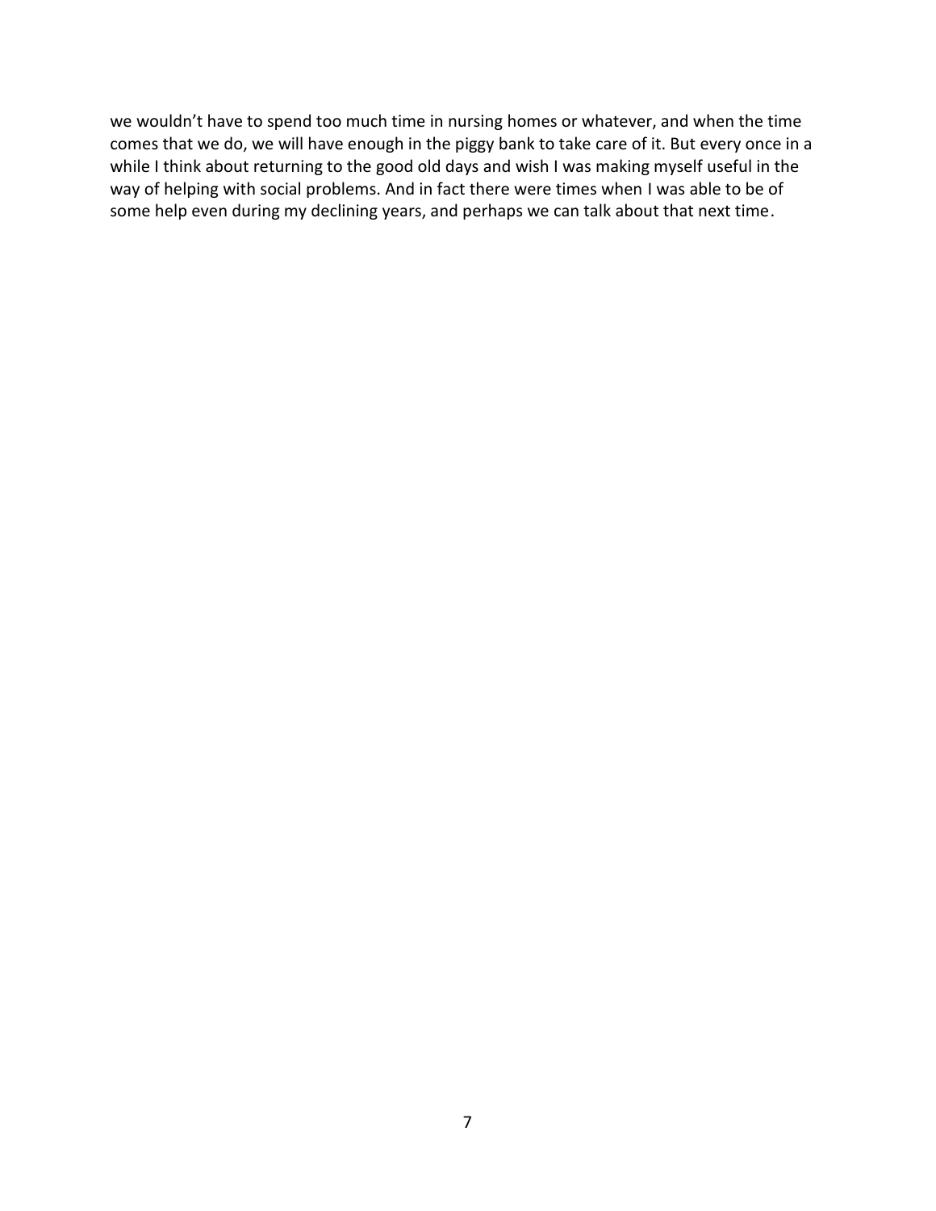we wouldn't have to spend too much time in nursing homes or whatever, and when the time comes that we do, we will have enough in the piggy bank to take care of it. But every once in a while I think about returning to the good old days and wish I was making myself useful in the way of helping with social problems. And in fact there were times when I was able to be of some help even during my declining years, and perhaps we can talk about that next time.